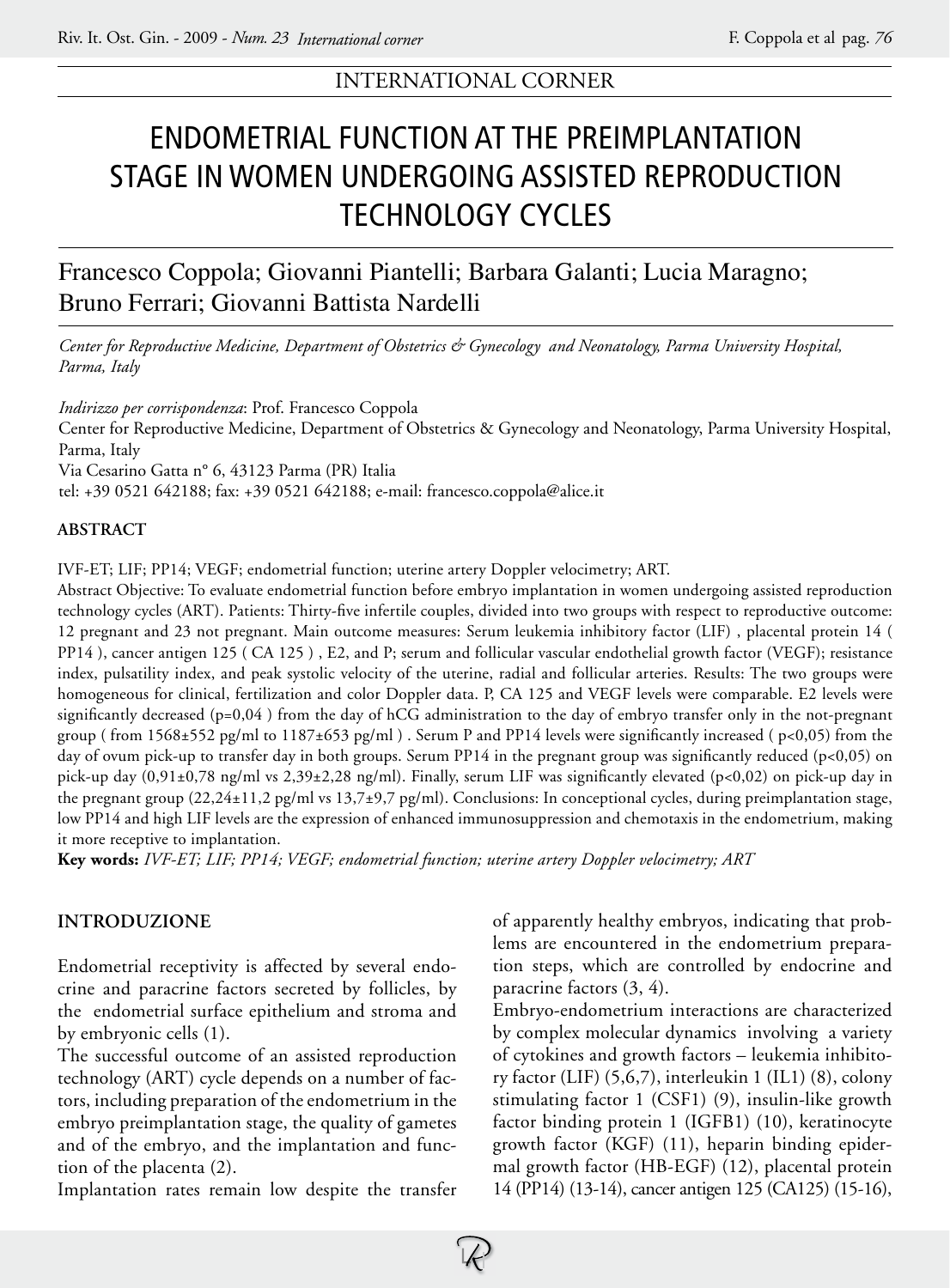INTERNATIONAL CORNER

# ENDOMETRIAL FUNCTION AT THE PREIMPLANTATION STAGE IN WOMEN UNDERGOING ASSISTED REPRODUCTION TECHNOLOGY CYCLES

Francesco Coppola; Giovanni Piantelli; Barbara Galanti; Lucia Maragno; Bruno Ferrari; Giovanni Battista Nardelli

*Center for Reproductive Medicine, Department of Obstetrics & Gynecology and Neonatology, Parma University Hospital, Parma, Italy*

*Indirizzo per corrispondenza*: Prof. Francesco Coppola
Center for Reproductive Medicine, Department of Obstetrics & Gynecology and Neonatology, Parma University Hospital, Parma, Italy
Via Cesarino Gatta n° 6, 43123 Parma (PR) Italia
tel: +39 0521 642188; fax: +39 0521 642188; e-mail: francesco.coppola@alice.it

**ABSTRACT**

IVF-ET; LIF; PP14; VEGF; endometrial function; uterine artery Doppler velocimetry; ART.

Abstract Objective: To evaluate endometrial function before embryo implantation in women undergoing assisted reproduction technology cycles (ART). Patients: Thirty-five infertile couples, divided into two groups with respect to reproductive outcome: 12 pregnant and 23 not pregnant. Main outcome measures: Serum leukemia inhibitory factor (LIF) , placental protein 14 ( PP14 ), cancer antigen 125 ( CA 125 ) , E2, and P; serum and follicular vascular endothelial growth factor (VEGF); resistance index, pulsatility index, and peak systolic velocity of the uterine, radial and follicular arteries. Results: The two groups were homogeneous for clinical, fertilization and color Doppler data. P, CA 125 and VEGF levels were comparable. E2 levels were significantly decreased (p=0,04 ) from the day of hCG administration to the day of embryo transfer only in the not-pregnant group ( from 1568±552 pg/ml to 1187±653 pg/ml ) . Serum P and PP14 levels were significantly increased ( p<0,05) from the day of ovum pick-up to transfer day in both groups. Serum PP14 in the pregnant group was significantly reduced (p<0,05) on pick-up day (0,91±0,78 ng/ml vs 2,39±2,28 ng/ml). Finally, serum LIF was significantly elevated (p<0,02) on pick-up day in the pregnant group (22,24±11,2 pg/ml vs 13,7±9,7 pg/ml). Conclusions: In conceptional cycles, during preimplantation stage, low PP14 and high LIF levels are the expression of enhanced immunosuppression and chemotaxis in the endometrium, making it more receptive to implantation.

**Key words:** *IVF-ET; LIF; PP14; VEGF; endometrial function; uterine artery Doppler velocimetry; ART*

## INTRODUZIONE

Endometrial receptivity is affected by several endocrine and paracrine factors secreted by follicles, by the endometrial surface epithelium and stroma and by embryonic cells (1).

The successful outcome of an assisted reproduction technology (ART) cycle depends on a number of factors, including preparation of the endometrium in the embryo preimplantation stage, the quality of gametes and of the embryo, and the implantation and function of the placenta (2).

Implantation rates remain low despite the transfer of apparently healthy embryos, indicating that problems are encountered in the endometrium preparation steps, which are controlled by endocrine and paracrine factors (3, 4).

Embryo-endometrium interactions are characterized by complex molecular dynamics involving a variety of cytokines and growth factors – leukemia inhibitory factor (LIF) (5,6,7), interleukin 1 (IL1) (8), colony stimulating factor 1 (CSF1) (9), insulin-like growth factor binding protein 1 (IGFB1) (10), keratinocyte growth factor (KGF) (11), heparin binding epidermal growth factor (HB-EGF) (12), placental protein 14 (PP14) (13-14), cancer antigen 125 (CA125) (15-16),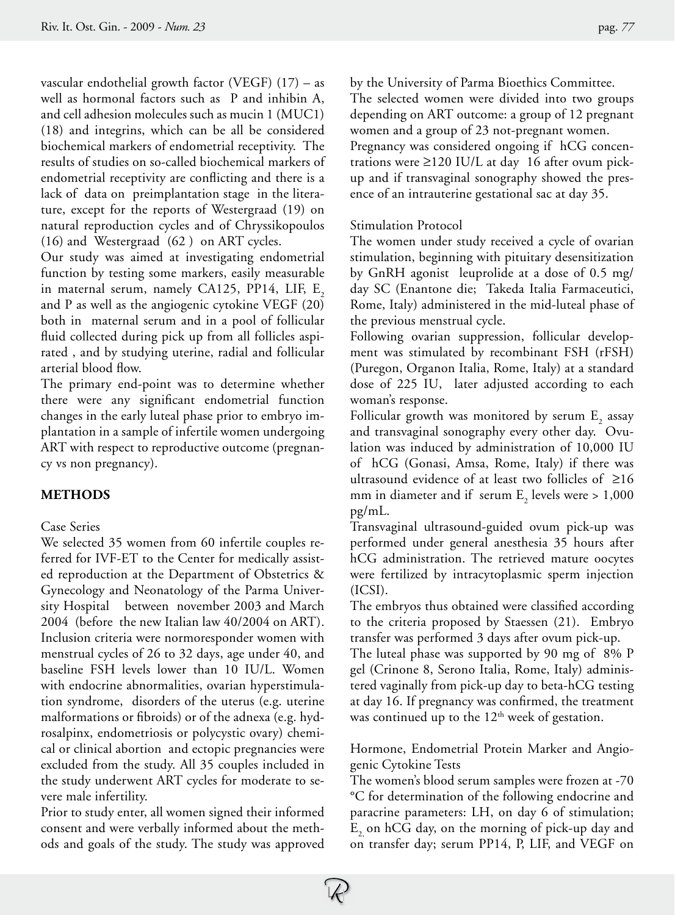vascular endothelial growth factor (VEGF) (17) – as well as hormonal factors such as P and inhibin A, and cell adhesion molecules such as mucin 1 (MUC1) (18) and integrins, which can be all be considered biochemical markers of endometrial receptivity. The results of studies on so-called biochemical markers of endometrial receptivity are conflicting and there is a lack of data on preimplantation stage in the literature, except for the reports of Westergraad (19) on natural reproduction cycles and of Chryssikopoulos (16) and Westergraad (62 ) on ART cycles.

Our study was aimed at investigating endometrial function by testing some markers, easily measurable in maternal serum, namely CA125, PP14, LIF, $E_2$ and P as well as the angiogenic cytokine VEGF (20) both in maternal serum and in a pool of follicular fluid collected during pick up from all follicles aspirated , and by studying uterine, radial and follicular arterial blood flow.

The primary end-point was to determine whether there were any significant endometrial function changes in the early luteal phase prior to embryo implantation in a sample of infertile women undergoing ART with respect to reproductive outcome (pregnancy vs non pregnancy).

## METHODS

### Case Series

We selected 35 women from 60 infertile couples referred for IVF-ET to the Center for medically assisted reproduction at the Department of Obstetrics & Gynecology and Neonatology of the Parma University Hospital between november 2003 and March 2004 (before the new Italian law 40/2004 on ART). Inclusion criteria were normoresponder women with menstrual cycles of 26 to 32 days, age under 40, and baseline FSH levels lower than 10 IU/L. Women with endocrine abnormalities, ovarian hyperstimulation syndrome, disorders of the uterus (e.g. uterine malformations or fibroids) or of the adnexa (e.g. hydrosalpinx, endometriosis or polycystic ovary) chemical or clinical abortion and ectopic pregnancies were excluded from the study. All 35 couples included in the study underwent ART cycles for moderate to severe male infertility.

Prior to study enter, all women signed their informed consent and were verbally informed about the methods and goals of the study. The study was approved by the University of Parma Bioethics Committee.

The selected women were divided into two groups depending on ART outcome: a group of 12 pregnant women and a group of 23 not-pregnant women.

Pregnancy was considered ongoing if hCG concentrations were ≥120 IU/L at day 16 after ovum pick-up and if transvaginal sonography showed the presence of an intrauterine gestational sac at day 35.

### Stimulation Protocol

The women under study received a cycle of ovarian stimulation, beginning with pituitary desensitization by GnRH agonist leuprolide at a dose of 0.5 mg/day SC (Enantone die; Takeda Italia Farmaceutici, Rome, Italy) administered in the mid-luteal phase of the previous menstrual cycle.

Following ovarian suppression, follicular development was stimulated by recombinant FSH (rFSH) (Puregon, Organon Italia, Rome, Italy) at a standard dose of 225 IU, later adjusted according to each woman's response.

Follicular growth was monitored by serum $E_2$ assay and transvaginal sonography every other day. Ovulation was induced by administration of 10,000 IU of hCG (Gonasi, Amsa, Rome, Italy) if there was ultrasound evidence of at least two follicles of ≥16 mm in diameter and if serum $E_2$ levels were > 1,000 pg/mL.

Transvaginal ultrasound-guided ovum pick-up was performed under general anesthesia 35 hours after hCG administration. The retrieved mature oocytes were fertilized by intracytoplasmic sperm injection (ICSI).

The embryos thus obtained were classified according to the criteria proposed by Staessen (21). Embryo transfer was performed 3 days after ovum pick-up.

The luteal phase was supported by 90 mg of 8% P gel (Crinone 8, Serono Italia, Rome, Italy) administered vaginally from pick-up day to beta-hCG testing at day 16. If pregnancy was confirmed, the treatment was continued up to the 12th week of gestation.

### Hormone, Endometrial Protein Marker and Angiogenic Cytokine Tests

The women's blood serum samples were frozen at -70 °C for determination of the following endocrine and paracrine parameters: LH, on day 6 of stimulation; $E_2$, on hCG day, on the morning of pick-up day and on transfer day; serum PP14, P, LIF, and VEGF on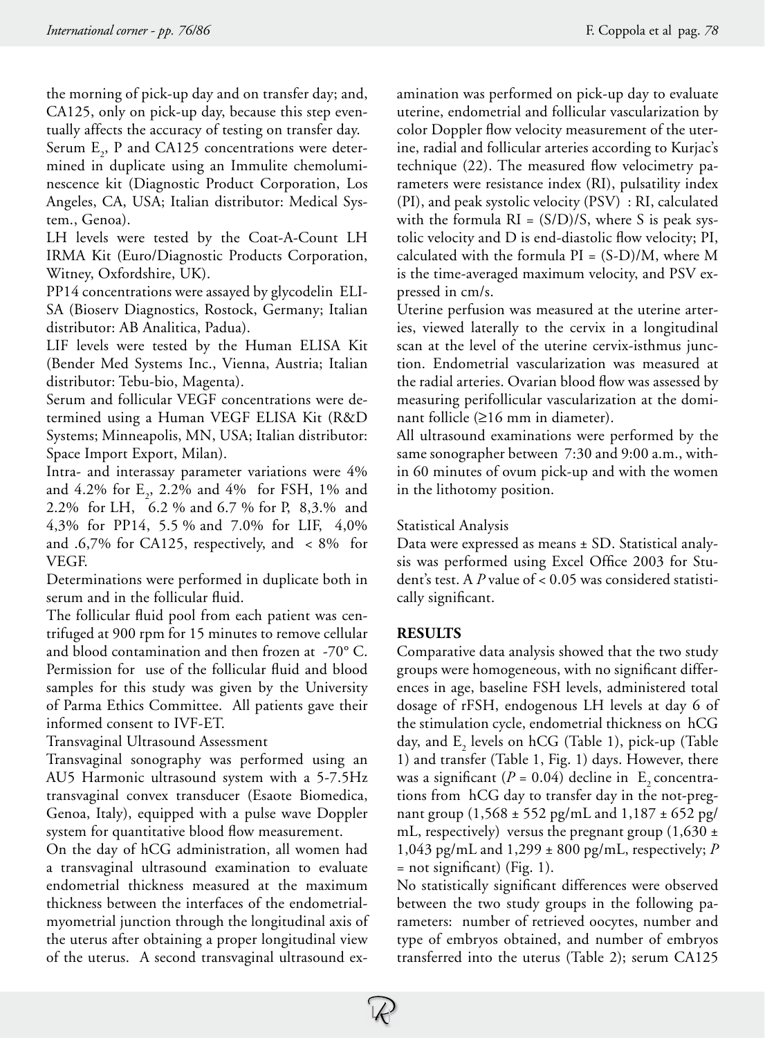the morning of pick-up day and on transfer day; and, CA125, only on pick-up day, because this step eventually affects the accuracy of testing on transfer day.

Serum $E_2$, P and CA125 concentrations were determined in duplicate using an Immulite chemoluminescence kit (Diagnostic Product Corporation, Los Angeles, CA, USA; Italian distributor: Medical System., Genoa).

LH levels were tested by the Coat-A-Count LH IRMA Kit (Euro/Diagnostic Products Corporation, Witney, Oxfordshire, UK).

PP14 concentrations were assayed by glycodelin ELISA (Bioserv Diagnostics, Rostock, Germany; Italian distributor: AB Analitica, Padua).

LIF levels were tested by the Human ELISA Kit (Bender Med Systems Inc., Vienna, Austria; Italian distributor: Tebu-bio, Magenta).

Serum and follicular VEGF concentrations were determined using a Human VEGF ELISA Kit (R&D Systems; Minneapolis, MN, USA; Italian distributor: Space Import Export, Milan).

Intra- and interassay parameter variations were 4% and 4.2% for $E_2$, 2.2% and 4% for FSH, 1% and 2.2% for LH, 6.2 % and 6.7 % for P, 8,3.% and 4,3% for PP14, 5.5 % and 7.0% for LIF, 4,0% and .6,7% for CA125, respectively, and < 8% for VEGF.

Determinations were performed in duplicate both in serum and in the follicular fluid.

The follicular fluid pool from each patient was centrifuged at 900 rpm for 15 minutes to remove cellular and blood contamination and then frozen at -70° C. Permission for use of the follicular fluid and blood samples for this study was given by the University of Parma Ethics Committee. All patients gave their informed consent to IVF-ET.

Transvaginal Ultrasound Assessment

Transvaginal sonography was performed using an AU5 Harmonic ultrasound system with a 5-7.5Hz transvaginal convex transducer (Esaote Biomedica, Genoa, Italy), equipped with a pulse wave Doppler system for quantitative blood flow measurement.

On the day of hCG administration, all women had a transvaginal ultrasound examination to evaluate endometrial thickness measured at the maximum thickness between the interfaces of the endometrial-myometrial junction through the longitudinal axis of the uterus after obtaining a proper longitudinal view of the uterus. A second transvaginal ultrasound examination was performed on pick-up day to evaluate uterine, endometrial and follicular vascularization by color Doppler flow velocity measurement of the uterine, radial and follicular arteries according to Kurjac's technique (22). The measured flow velocimetry parameters were resistance index (RI), pulsatility index (PI), and peak systolic velocity (PSV) : RI, calculated with the formula $RI = (S/D)/S$, where S is peak systolic velocity and D is end-diastolic flow velocity; PI, calculated with the formula $PI = (S-D)/M$, where M is the time-averaged maximum velocity, and PSV expressed in cm/s.

Uterine perfusion was measured at the uterine arteries, viewed laterally to the cervix in a longitudinal scan at the level of the uterine cervix-isthmus junction. Endometrial vascularization was measured at the radial arteries. Ovarian blood flow was assessed by measuring perifollicular vascularization at the dominant follicle (≥16 mm in diameter).

All ultrasound examinations were performed by the same sonographer between 7:30 and 9:00 a.m., within 60 minutes of ovum pick-up and with the women in the lithotomy position.

Statistical Analysis

Data were expressed as means ± SD. Statistical analysis was performed using Excel Office 2003 for Student's test. A $P$ value of < 0.05 was considered statistically significant.

## RESULTS

Comparative data analysis showed that the two study groups were homogeneous, with no significant differences in age, baseline FSH levels, administered total dosage of rFSH, endogenous LH levels at day 6 of the stimulation cycle, endometrial thickness on hCG day, and $E_2$ levels on hCG (Table 1), pick-up (Table 1) and transfer (Table 1, Fig. 1) days. However, there was a significant ($P = 0.04$) decline in $E_2$ concentrations from hCG day to transfer day in the not-pregnant group (1,568 ± 552 pg/mL and 1,187 ± 652 pg/mL, respectively) versus the pregnant group (1,630 ± 1,043 pg/mL and 1,299 ± 800 pg/mL, respectively; $P$ = not significant) (Fig. 1).

No statistically significant differences were observed between the two study groups in the following parameters: number of retrieved oocytes, number and type of embryos obtained, and number of embryos transferred into the uterus (Table 2); serum CA125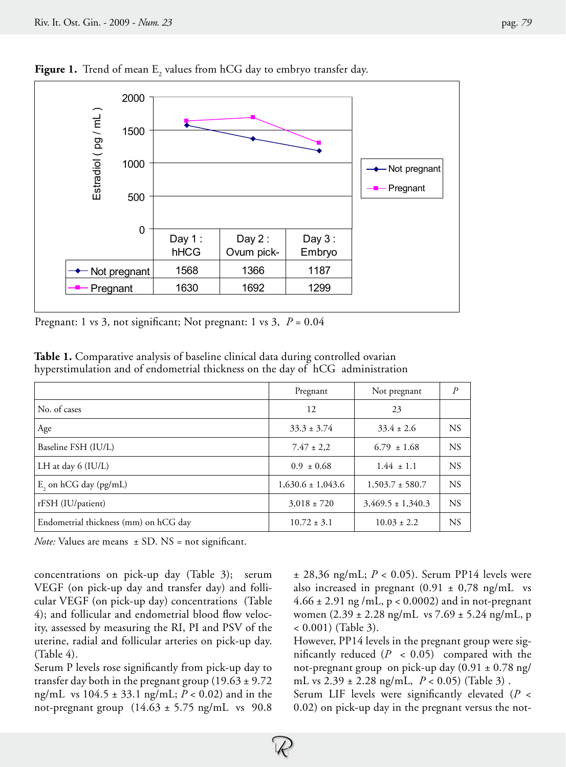**Figure 1.** Trend of mean $E_2$ values from hCG day to embryo transfer day.

| | Day 1 : hHCG | Day 2 : Ovum pick- | Day 3 : Embryo |
|---|---|---|---|
| Not pregnant | 1568 | 1366 | 1187 |
| Pregnant | 1630 | 1692 | 1299 |

Pregnant: 1 vs 3, not significant; Not pregnant: 1 vs 3, $P = 0.04$

**Table 1.** Comparative analysis of baseline clinical data during controlled ovarian hyperstimulation and of endometrial thickness on the day of hCG administration

| | Pregnant | Not pregnant | *P* |
|---|---|---|---|
| No. of cases | 12 | 23 | |
| Age | 33.3 ± 3.74 | 33.4 ± 2.6 | NS |
| Baseline FSH (IU/L) | 7.47 ± 2,2 | 6.79 ± 1.68 | NS |
| LH at day 6 (IU/L) | 0.9 ± 0.68 | 1.44 ± 1.1 | NS |
| $E_2$ on hCG day (pg/mL) | 1,630.6 ± 1,043.6 | 1,503.7 ± 580.7 | NS |
| rFSH (IU/patient) | 3,018 ± 720 | 3,469.5 ± 1,340.3 | NS |
| Endometrial thickness (mm) on hCG day | 10.72 ± 3.1 | 10.03 ± 2.2 | NS |

*Note:* Values are means ± SD. NS = not significant.

concentrations on pick-up day (Table 3); serum VEGF (on pick-up day and transfer day) and follicular VEGF (on pick-up day) concentrations (Table 4); and follicular and endometrial blood flow velocity, assessed by measuring the RI, PI and PSV of the uterine, radial and follicular arteries on pick-up day. (Table 4).

Serum P levels rose significantly from pick-up day to transfer day both in the pregnant group (19.63 ± 9.72 ng/mL vs 104.5 ± 33.1 ng/mL; $P < 0.02$) and in the not-pregnant group (14.63 ± 5.75 ng/mL vs 90.8 ± 28,36 ng/mL; $P < 0.05$). Serum PP14 levels were also increased in pregnant (0.91 ± 0,78 ng/mL vs 4.66 ± 2.91 ng /mL, $p < 0.0002$) and in not-pregnant women (2.39 ± 2.28 ng/mL vs 7.69 ± 5.24 ng/mL, $p < 0.001$) (Table 3).

However, PP14 levels in the pregnant group were significantly reduced ($P < 0.05$) compared with the not-pregnant group on pick-up day (0.91 ± 0.78 ng/mL vs 2.39 ± 2.28 ng/mL, $P < 0.05$) (Table 3) .

Serum LIF levels were significantly elevated ($P < 0.02$) on pick-up day in the pregnant versus the not-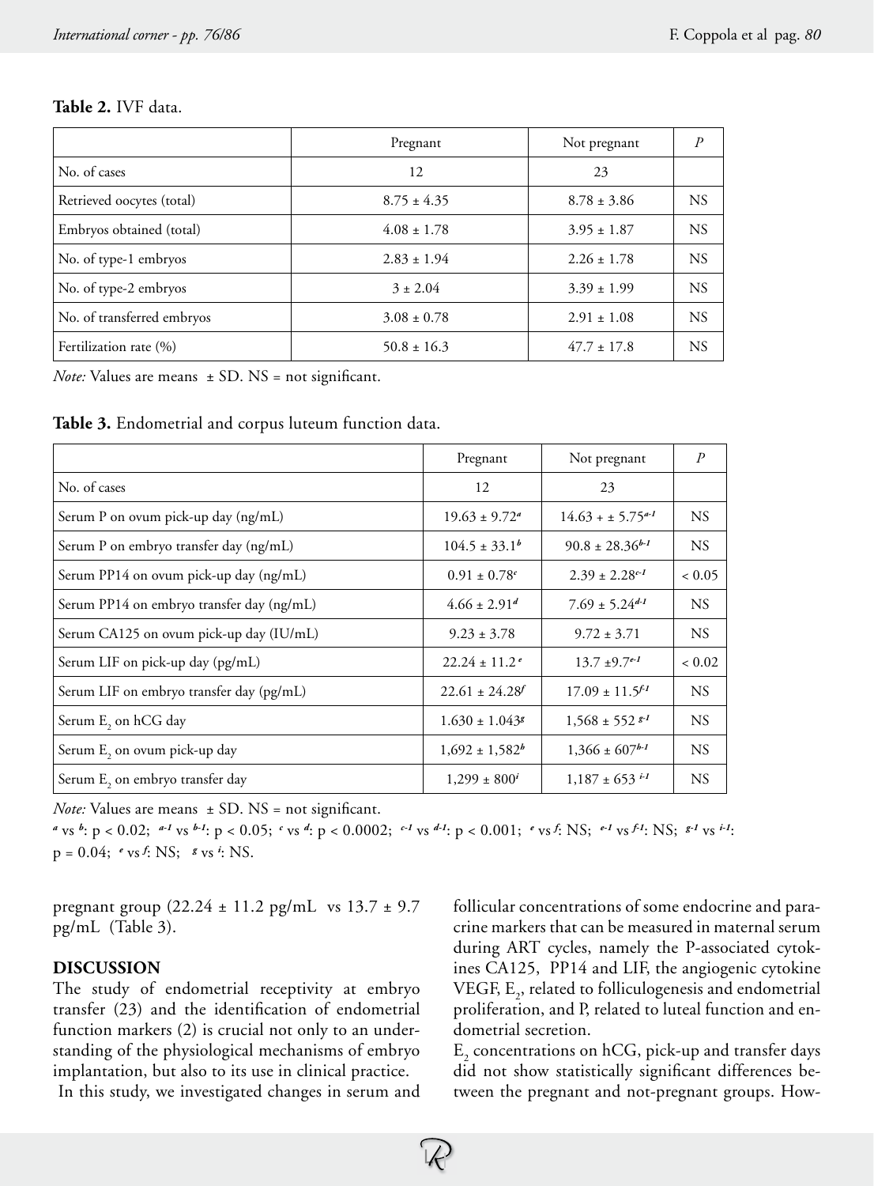**Table 2.** IVF data.

| | Pregnant | Not pregnant | *P* |
|---|---|---|---|
| No. of cases | 12 | 23 | |
| Retrieved oocytes (total) | 8.75 ± 4.35 | 8.78 ± 3.86 | NS |
| Embryos obtained (total) | 4.08 ± 1.78 | 3.95 ± 1.87 | NS |
| No. of type-1 embryos | 2.83 ± 1.94 | 2.26 ± 1.78 | NS |
| No. of type-2 embryos | 3 ± 2.04 | 3.39 ± 1.99 | NS |
| No. of transferred embryos | 3.08 ± 0.78 | 2.91 ± 1.08 | NS |
| Fertilization rate (%) | 50.8 ± 16.3 | 47.7 ± 17.8 | NS |

*Note:* Values are means ± SD. NS = not significant.

**Table 3.** Endometrial and corpus luteum function data.

| | Pregnant | Not pregnant | *P* |
|---|---|---|---|
| No. of cases | 12 | 23 | |
| Serum P on ovum pick-up day (ng/mL) | 19.63 ± 9.72[a] | 14.63 + ± 5.75[a-1] | NS |
| Serum P on embryo transfer day (ng/mL) | 104.5 ± 33.1[b] | 90.8 ± 28.36[b-1] | NS |
| Serum PP14 on ovum pick-up day (ng/mL) | 0.91 ± 0.78[c] | 2.39 ± 2.28[c-1] | < 0.05 |
| Serum PP14 on embryo transfer day (ng/mL) | 4.66 ± 2.91[d] | 7.69 ± 5.24[d-1] | NS |
| Serum CA125 on ovum pick-up day (IU/mL) | 9.23 ± 3.78 | 9.72 ± 3.71 | NS |
| Serum LIF on pick-up day (pg/mL) | 22.24 ± 11.2[e] | 13.7 ±9.7[e-1] | < 0.02 |
| Serum LIF on embryo transfer day (pg/mL) | 22.61 ± 24.28[f] | 17.09 ± 11.5[f-1] | NS |
| Serum $E_2$ on hCG day | 1.630 ± 1.043[g] | 1,568 ± 552[g-1] | NS |
| Serum $E_2$ on ovum pick-up day | 1,692 ± 1,582[h] | 1,366 ± 607[h-1] | NS |
| Serum $E_2$ on embryo transfer day | 1,299 ± 800[i] | 1,187 ± 653[i-1] | NS |

*Note:* Values are means ± SD. NS = not significant.
[a] vs [b]: $p < 0.02$; [a-1] vs [b-1]: $p < 0.05$; [c] vs [d]: $p < 0.0002$; [c-1] vs [d-1]: $p < 0.001$; [e] vs [f]: NS; [e-1] vs [f-1]: NS; [g-1] vs [i-1]: $p = 0.04$; [e] vs [f]: NS; [g] vs [i]: NS.

pregnant group (22.24 ± 11.2 pg/mL vs 13.7 ± 9.7 pg/mL (Table 3).

## DISCUSSION

The study of endometrial receptivity at embryo transfer (23) and the identification of endometrial function markers (2) is crucial not only to an understanding of the physiological mechanisms of embryo implantation, but also to its use in clinical practice.

In this study, we investigated changes in serum and follicular concentrations of some endocrine and paracrine markers that can be measured in maternal serum during ART cycles, namely the P-associated cytokines CA125, PP14 and LIF, the angiogenic cytokine VEGF, $E_2$, related to folliculogenesis and endometrial proliferation, and P, related to luteal function and endometrial secretion.

$E_2$ concentrations on hCG, pick-up and transfer days did not show statistically significant differences between the pregnant and not-pregnant groups. How-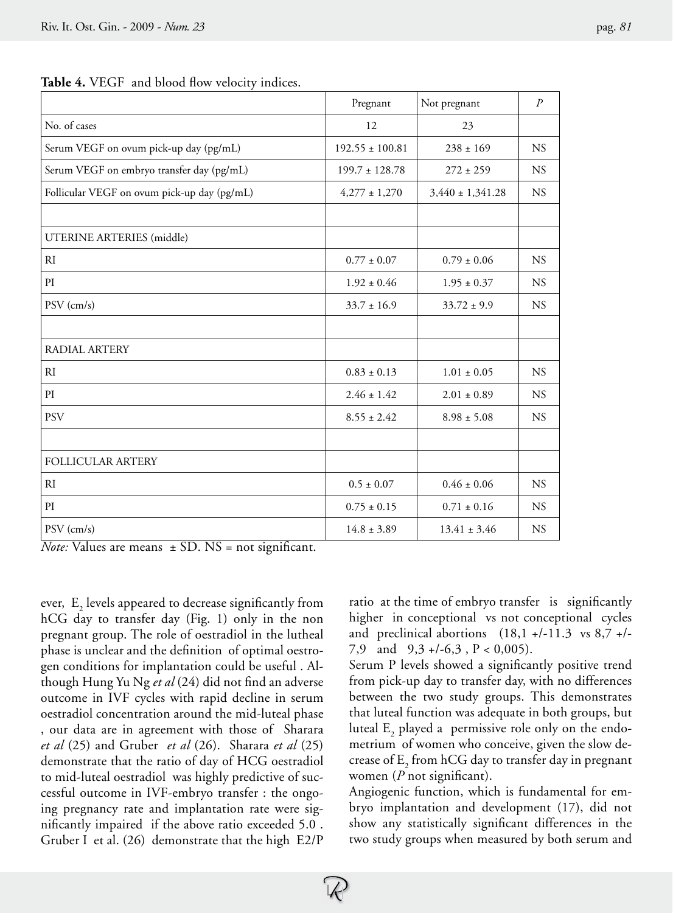**Table 4.** VEGF and blood flow velocity indices.

| | Pregnant | Not pregnant | *P* |
|---|---|---|---|
| No. of cases | 12 | 23 | |
| Serum VEGF on ovum pick-up day (pg/mL) | 192.55 ± 100.81 | 238 ± 169 | NS |
| Serum VEGF on embryo transfer day (pg/mL) | 199.7 ± 128.78 | 272 ± 259 | NS |
| Follicular VEGF on ovum pick-up day (pg/mL) | 4,277 ± 1,270 | 3,440 ± 1,341.28 | NS |
| | | | |
| UTERINE ARTERIES (middle) | | | |
| RI | 0.77 ± 0.07 | 0.79 ± 0.06 | NS |
| PI | 1.92 ± 0.46 | 1.95 ± 0.37 | NS |
| PSV (cm/s) | 33.7 ± 16.9 | 33.72 ± 9.9 | NS |
| | | | |
| RADIAL ARTERY | | | |
| RI | 0.83 ± 0.13 | 1.01 ± 0.05 | NS |
| PI | 2.46 ± 1.42 | 2.01 ± 0.89 | NS |
| PSV | 8.55 ± 2.42 | 8.98 ± 5.08 | NS |
| | | | |
| FOLLICULAR ARTERY | | | |
| RI | 0.5 ± 0.07 | 0.46 ± 0.06 | NS |
| PI | 0.75 ± 0.15 | 0.71 ± 0.16 | NS |
| PSV (cm/s) | 14.8 ± 3.89 | 13.41 ± 3.46 | NS |

*Note:* Values are means ± SD. NS = not significant.

ever, $E_2$ levels appeared to decrease significantly from hCG day to transfer day (Fig. 1) only in the non pregnant group. The role of oestradiol in the lutheal phase is unclear and the definition of optimal oestrogen conditions for implantation could be useful . Although Hung Yu Ng *et al* (24) did not find an adverse outcome in IVF cycles with rapid decline in serum oestradiol concentration around the mid-luteal phase , our data are in agreement with those of Sharara *et al* (25) and Gruber *et al* (26). Sharara *et al* (25) demonstrate that the ratio of day of HCG oestradiol to mid-luteal oestradiol was highly predictive of successful outcome in IVF-embryo transfer : the ongoing pregnancy rate and implantation rate were significantly impaired if the above ratio exceeded 5.0 . Gruber I et al. (26) demonstrate that the high E2/P ratio at the time of embryo transfer is significantly higher in conceptional vs not conceptional cycles and preclinical abortions (18,1 +/-11.3 vs 8,7 +/-7,9 and 9,3 +/-6,3 , $P < 0,005$).

Serum P levels showed a significantly positive trend from pick-up day to transfer day, with no differences between the two study groups. This demonstrates that luteal function was adequate in both groups, but luteal $E_2$ played a permissive role only on the endometrium of women who conceive, given the slow decrease of $E_2$ from hCG day to transfer day in pregnant women (*P* not significant).

Angiogenic function, which is fundamental for embryo implantation and development (17), did not show any statistically significant differences in the two study groups when measured by both serum and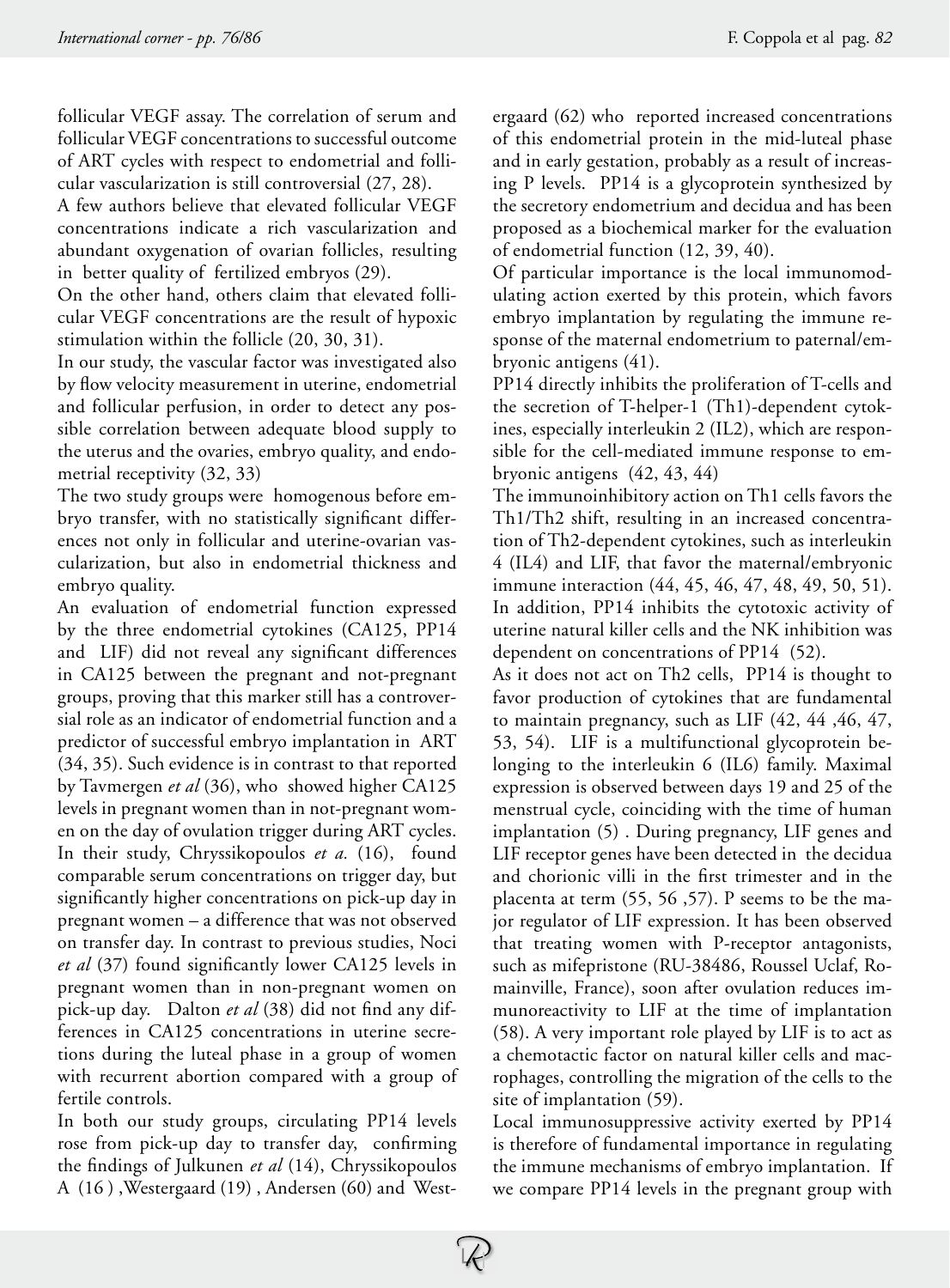follicular VEGF assay. The correlation of serum and follicular VEGF concentrations to successful outcome of ART cycles with respect to endometrial and follicular vascularization is still controversial (27, 28).

A few authors believe that elevated follicular VEGF concentrations indicate a rich vascularization and abundant oxygenation of ovarian follicles, resulting in better quality of fertilized embryos (29).

On the other hand, others claim that elevated follicular VEGF concentrations are the result of hypoxic stimulation within the follicle (20, 30, 31).

In our study, the vascular factor was investigated also by flow velocity measurement in uterine, endometrial and follicular perfusion, in order to detect any possible correlation between adequate blood supply to the uterus and the ovaries, embryo quality, and endometrial receptivity (32, 33)

The two study groups were homogenous before embryo transfer, with no statistically significant differences not only in follicular and uterine-ovarian vascularization, but also in endometrial thickness and embryo quality.

An evaluation of endometrial function expressed by the three endometrial cytokines (CA125, PP14 and LIF) did not reveal any significant differences in CA125 between the pregnant and not-pregnant groups, proving that this marker still has a controversial role as an indicator of endometrial function and a predictor of successful embryo implantation in ART (34, 35). Such evidence is in contrast to that reported by Tavmergen *et al* (36), who showed higher CA125 levels in pregnant women than in not-pregnant women on the day of ovulation trigger during ART cycles. In their study, Chryssikopoulos *et a.* (16), found comparable serum concentrations on trigger day, but significantly higher concentrations on pick-up day in pregnant women – a difference that was not observed on transfer day. In contrast to previous studies, Noci *et al* (37) found significantly lower CA125 levels in pregnant women than in non-pregnant women on pick-up day. Dalton *et al* (38) did not find any differences in CA125 concentrations in uterine secretions during the luteal phase in a group of women with recurrent abortion compared with a group of fertile controls.

In both our study groups, circulating PP14 levels rose from pick-up day to transfer day, confirming the findings of Julkunen *et al* (14), Chryssikopoulos A (16 ) ,Westergaard (19) , Andersen (60) and Westergaard (62) who reported increased concentrations of this endometrial protein in the mid-luteal phase and in early gestation, probably as a result of increasing P levels. PP14 is a glycoprotein synthesized by the secretory endometrium and decidua and has been proposed as a biochemical marker for the evaluation of endometrial function (12, 39, 40).

Of particular importance is the local immunomodulating action exerted by this protein, which favors embryo implantation by regulating the immune response of the maternal endometrium to paternal/embryonic antigens (41).

PP14 directly inhibits the proliferation of T-cells and the secretion of T-helper-1 (Th1)-dependent cytokines, especially interleukin 2 (IL2), which are responsible for the cell-mediated immune response to embryonic antigens (42, 43, 44)

The immunoinhibitory action on Th1 cells favors the Th1/Th2 shift, resulting in an increased concentration of Th2-dependent cytokines, such as interleukin 4 (IL4) and LIF, that favor the maternal/embryonic immune interaction (44, 45, 46, 47, 48, 49, 50, 51). In addition, PP14 inhibits the cytotoxic activity of uterine natural killer cells and the NK inhibition was dependent on concentrations of PP14 (52).

As it does not act on Th2 cells, PP14 is thought to favor production of cytokines that are fundamental to maintain pregnancy, such as LIF (42, 44 ,46, 47, 53, 54). LIF is a multifunctional glycoprotein belonging to the interleukin 6 (IL6) family. Maximal expression is observed between days 19 and 25 of the menstrual cycle, coinciding with the time of human implantation (5) . During pregnancy, LIF genes and LIF receptor genes have been detected in the decidua and chorionic villi in the first trimester and in the placenta at term (55, 56 ,57). P seems to be the major regulator of LIF expression. It has been observed that treating women with P-receptor antagonists, such as mifepristone (RU-38486, Roussel Uclaf, Romainville, France), soon after ovulation reduces immunoreactivity to LIF at the time of implantation (58). A very important role played by LIF is to act as a chemotactic factor on natural killer cells and macrophages, controlling the migration of the cells to the site of implantation (59).

Local immunosuppressive activity exerted by PP14 is therefore of fundamental importance in regulating the immune mechanisms of embryo implantation. If we compare PP14 levels in the pregnant group with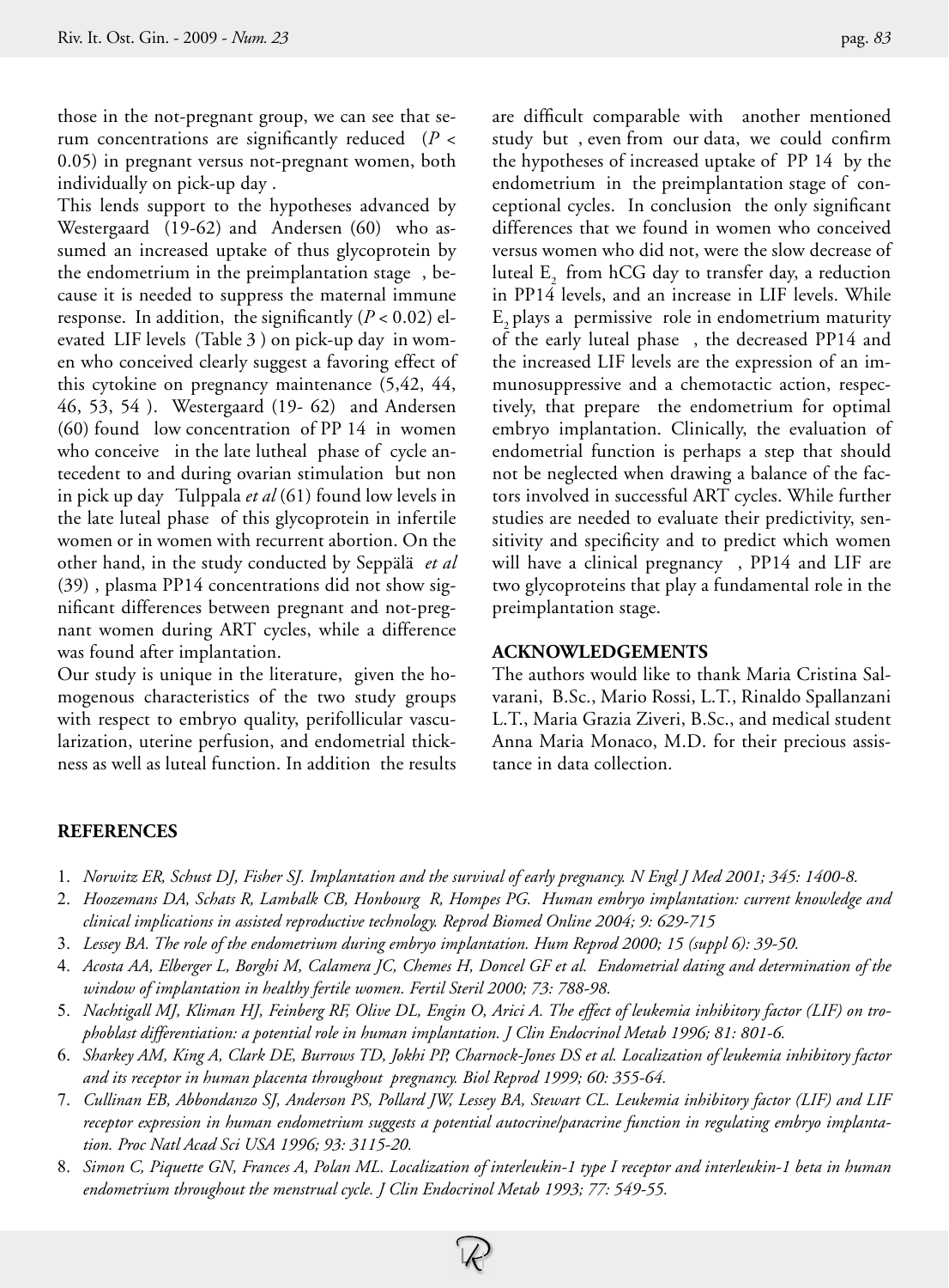those in the not-pregnant group, we can see that serum concentrations are significantly reduced ($P < 0.05$) in pregnant versus not-pregnant women, both individually on pick-up day .

This lends support to the hypotheses advanced by Westergaard (19-62) and Andersen (60) who assumed an increased uptake of thus glycoprotein by the endometrium in the preimplantation stage , because it is needed to suppress the maternal immune response. In addition, the significantly ($P < 0.02$) elevated LIF levels (Table 3 ) on pick-up day in women who conceived clearly suggest a favoring effect of this cytokine on pregnancy maintenance (5,42, 44, 46, 53, 54 ). Westergaard (19- 62) and Andersen (60) found low concentration of PP 14 in women who conceive in the late lutheal phase of cycle antecedent to and during ovarian stimulation but non in pick up day Tulppala *et al* (61) found low levels in the late luteal phase of this glycoprotein in infertile women or in women with recurrent abortion. On the other hand, in the study conducted by Seppälä *et al* (39) , plasma PP14 concentrations did not show significant differences between pregnant and not-pregnant women during ART cycles, while a difference was found after implantation.

Our study is unique in the literature, given the homogenous characteristics of the two study groups with respect to embryo quality, perifollicular vascularization, uterine perfusion, and endometrial thickness as well as luteal function. In addition the results are difficult comparable with another mentioned study but , even from our data, we could confirm the hypotheses of increased uptake of PP 14 by the endometrium in the preimplantation stage of conceptional cycles. In conclusion the only significant differences that we found in women who conceived versus women who did not, were the slow decrease of luteal $E_2$ from hCG day to transfer day, a reduction in PP14 levels, and an increase in LIF levels. While $E_2$ plays a permissive role in endometrium maturity of the early luteal phase , the decreased PP14 and the increased LIF levels are the expression of an immunosuppressive and a chemotactic action, respectively, that prepare the endometrium for optimal embryo implantation. Clinically, the evaluation of endometrial function is perhaps a step that should not be neglected when drawing a balance of the factors involved in successful ART cycles. While further studies are needed to evaluate their predictivity, sensitivity and specificity and to predict which women will have a clinical pregnancy , PP14 and LIF are two glycoproteins that play a fundamental role in the preimplantation stage.

## ACKNOWLEDGEMENTS

The authors would like to thank Maria Cristina Salvarani, B.Sc., Mario Rossi, L.T., Rinaldo Spallanzani L.T., Maria Grazia Ziveri, B.Sc., and medical student Anna Maria Monaco, M.D. for their precious assistance in data collection.

## REFERENCES

1. *Norwitz ER, Schust DJ, Fisher SJ. Implantation and the survival of early pregnancy. N Engl J Med 2001; 345: 1400-8.*
2. *Hoozemans DA, Schats R, Lambalk CB, Honbourg R, Hompes PG. Human embryo implantation: current knowledge and clinical implications in assisted reproductive technology. Reprod Biomed Online 2004; 9: 629-715*
3. *Lessey BA. The role of the endometrium during embryo implantation. Hum Reprod 2000; 15 (suppl 6): 39-50.*
4. *Acosta AA, Elberger L, Borghi M, Calamera JC, Chemes H, Doncel GF et al. Endometrial dating and determination of the window of implantation in healthy fertile women. Fertil Steril 2000; 73: 788-98.*
5. *Nachtigall MJ, Kliman HJ, Feinberg RF, Olive DL, Engin O, Arici A. The effect of leukemia inhibitory factor (LIF) on trophoblast differentiation: a potential role in human implantation. J Clin Endocrinol Metab 1996; 81: 801-6.*
6. *Sharkey AM, King A, Clark DE, Burrows TD, Jokhi PP, Charnock-Jones DS et al. Localization of leukemia inhibitory factor and its receptor in human placenta throughout pregnancy. Biol Reprod 1999; 60: 355-64.*
7. *Cullinan EB, Abbondanzo SJ, Anderson PS, Pollard JW, Lessey BA, Stewart CL. Leukemia inhibitory factor (LIF) and LIF receptor expression in human endometrium suggests a potential autocrine/paracrine function in regulating embryo implantation. Proc Natl Acad Sci USA 1996; 93: 3115-20.*
8. *Simon C, Piquette GN, Frances A, Polan ML. Localization of interleukin-1 type I receptor and interleukin-1 beta in human endometrium throughout the menstrual cycle. J Clin Endocrinol Metab 1993; 77: 549-55.*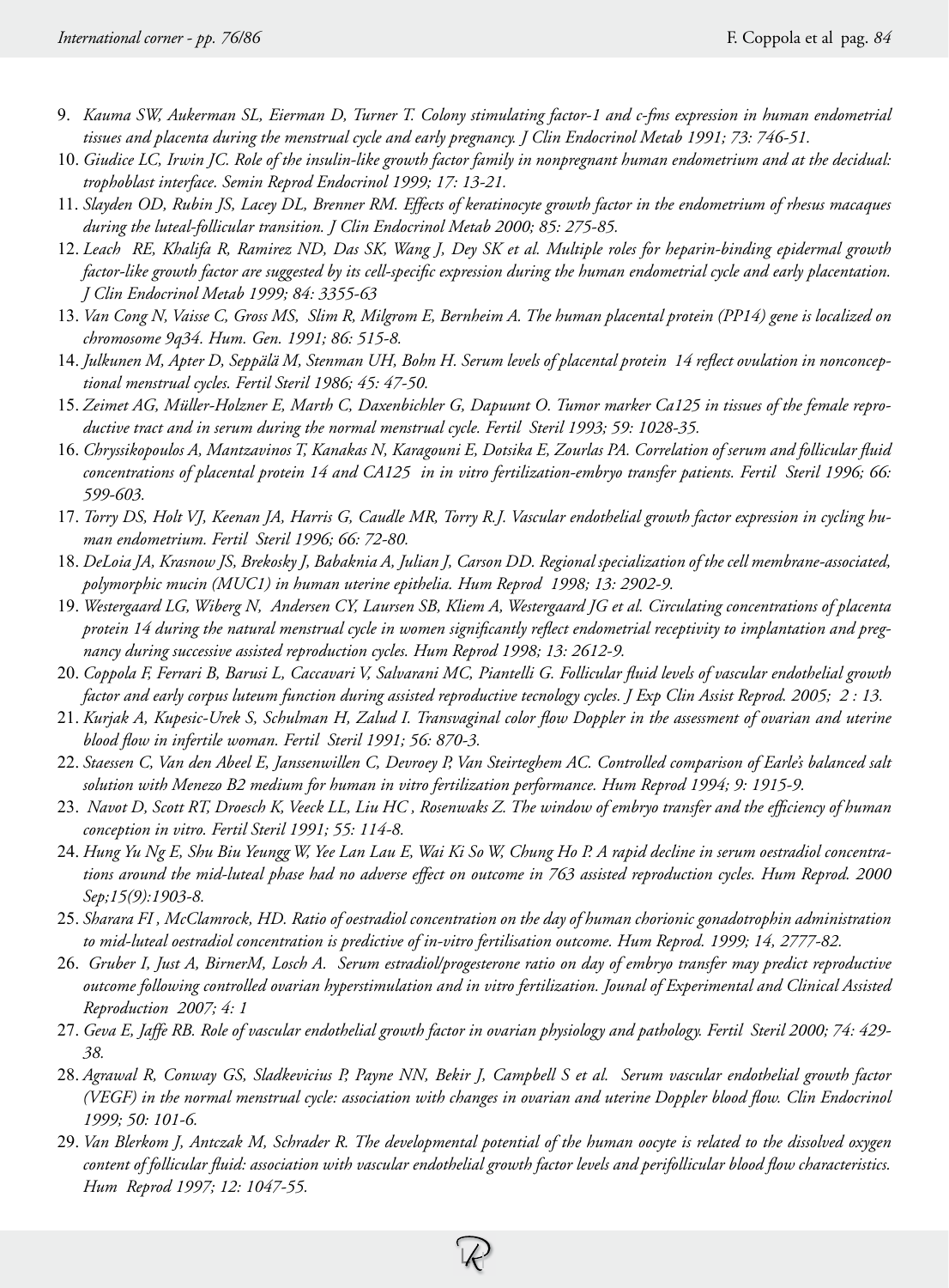9. *Kauma SW, Aukerman SL, Eierman D, Turner T. Colony stimulating factor-1 and c-fms expression in human endometrial tissues and placenta during the menstrual cycle and early pregnancy. J Clin Endocrinol Metab 1991; 73: 746-51.*
10. *Giudice LC, Irwin JC. Role of the insulin-like growth factor family in nonpregnant human endometrium and at the decidual: trophoblast interface. Semin Reprod Endocrinol 1999; 17: 13-21.*
11. *Slayden OD, Rubin JS, Lacey DL, Brenner RM. Effects of keratinocyte growth factor in the endometrium of rhesus macaques during the luteal-follicular transition. J Clin Endocrinol Metab 2000; 85: 275-85.*
12. *Leach RE, Khalifa R, Ramirez ND, Das SK, Wang J, Dey SK et al. Multiple roles for heparin-binding epidermal growth factor-like growth factor are suggested by its cell-specific expression during the human endometrial cycle and early placentation. J Clin Endocrinol Metab 1999; 84: 3355-63*
13. *Van Cong N, Vaisse C, Gross MS, Slim R, Milgrom E, Bernheim A. The human placental protein (PP14) gene is localized on chromosome 9q34. Hum. Gen. 1991; 86: 515-8.*
14. *Julkunen M, Apter D, Seppälä M, Stenman UH, Bohn H. Serum levels of placental protein 14 reflect ovulation in nonconceptional menstrual cycles. Fertil Steril 1986; 45: 47-50.*
15. *Zeimet AG, Müller-Holzner E, Marth C, Daxenbichler G, Dapuunt O. Tumor marker Ca125 in tissues of the female reproductive tract and in serum during the normal menstrual cycle. Fertil Steril 1993; 59: 1028-35.*
16. *Chryssikopoulos A, Mantzavinos T, Kanakas N, Karagouni E, Dotsika E, Zourlas PA. Correlation of serum and follicular fluid concentrations of placental protein 14 and CA125 in in vitro fertilization-embryo transfer patients. Fertil Steril 1996; 66: 599-603.*
17. *Torry DS, Holt VJ, Keenan JA, Harris G, Caudle MR, Torry R.J. Vascular endothelial growth factor expression in cycling human endometrium. Fertil Steril 1996; 66: 72-80.*
18. *DeLoia JA, Krasnow JS, Brekosky J, Babaknia A, Julian J, Carson DD. Regional specialization of the cell membrane-associated, polymorphic mucin (MUC1) in human uterine epithelia. Hum Reprod 1998; 13: 2902-9.*
19. *Westergaard LG, Wiberg N, Andersen CY, Laursen SB, Kliem A, Westergaard JG et al. Circulating concentrations of placenta protein 14 during the natural menstrual cycle in women significantly reflect endometrial receptivity to implantation and pregnancy during successive assisted reproduction cycles. Hum Reprod 1998; 13: 2612-9.*
20. *Coppola F, Ferrari B, Barusi L, Caccavari V, Salvarani MC, Piantelli G. Follicular fluid levels of vascular endothelial growth factor and early corpus luteum function during assisted reproductive tecnology cycles. J Exp Clin Assist Reprod. 2005; 2 : 13.*
21. *Kurjak A, Kupesic-Urek S, Schulman H, Zalud I. Transvaginal color flow Doppler in the assessment of ovarian and uterine blood flow in infertile woman. Fertil Steril 1991; 56: 870-3.*
22. *Staessen C, Van den Abeel E, Janssenwillen C, Devroey P, Van Steirteghem AC. Controlled comparison of Earle's balanced salt solution with Menezo B2 medium for human in vitro fertilization performance. Hum Reprod 1994; 9: 1915-9.*
23. *Navot D, Scott RT, Droesch K, Veeck LL, Liu HC , Rosenwaks Z. The window of embryo transfer and the efficiency of human conception in vitro. Fertil Steril 1991; 55: 114-8.*
24. *Hung Yu Ng E, Shu Biu Yeungg W, Yee Lan Lau E, Wai Ki So W, Chung Ho P. A rapid decline in serum oestradiol concentrations around the mid-luteal phase had no adverse effect on outcome in 763 assisted reproduction cycles. Hum Reprod. 2000 Sep;15(9):1903-8.*
25. *Sharara FI , McClamrock, HD. Ratio of oestradiol concentration on the day of human chorionic gonadotrophin administration to mid-luteal oestradiol concentration is predictive of in-vitro fertilisation outcome. Hum Reprod. 1999; 14, 2777-82.*
26. *Gruber I, Just A, BirnerM, Losch A. Serum estradiol/progesterone ratio on day of embryo transfer may predict reproductive outcome following controlled ovarian hyperstimulation and in vitro fertilization. Jounal of Experimental and Clinical Assisted Reproduction 2007; 4: 1*
27. *Geva E, Jaffe RB. Role of vascular endothelial growth factor in ovarian physiology and pathology. Fertil Steril 2000; 74: 429-38.*
28. *Agrawal R, Conway GS, Sladkevicius P, Payne NN, Bekir J, Campbell S et al. Serum vascular endothelial growth factor (VEGF) in the normal menstrual cycle: association with changes in ovarian and uterine Doppler blood flow. Clin Endocrinol 1999; 50: 101-6.*
29. *Van Blerkom J, Antczak M, Schrader R. The developmental potential of the human oocyte is related to the dissolved oxygen content of follicular fluid: association with vascular endothelial growth factor levels and perifollicular blood flow characteristics. Hum Reprod 1997; 12: 1047-55.*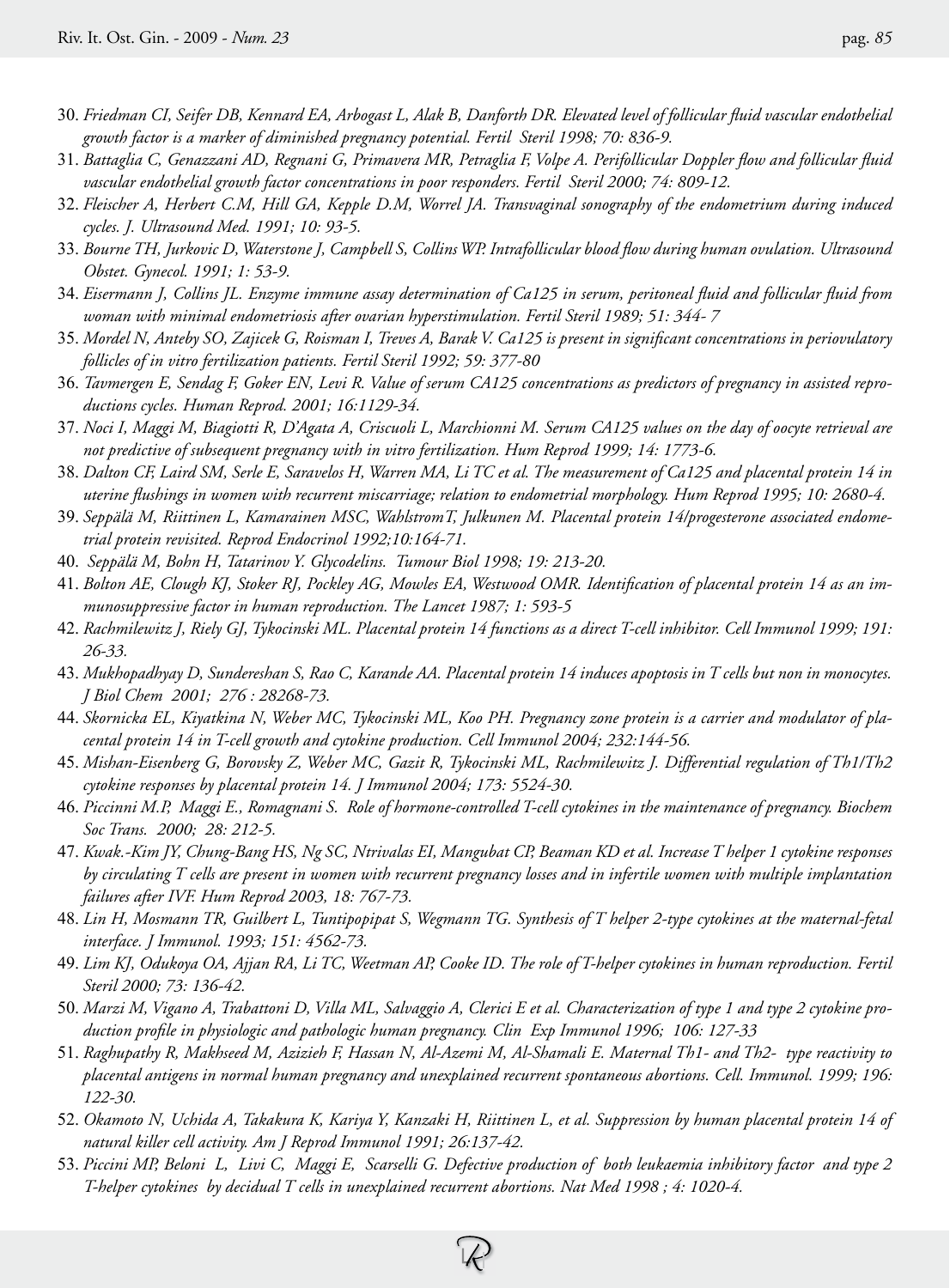30. *Friedman CI, Seifer DB, Kennard EA, Arbogast L, Alak B, Danforth DR. Elevated level of follicular fluid vascular endothelial growth factor is a marker of diminished pregnancy potential. Fertil Steril 1998; 70: 836-9.*
31. *Battaglia C, Genazzani AD, Regnani G, Primavera MR, Petraglia F, Volpe A. Perifollicular Doppler flow and follicular fluid vascular endothelial growth factor concentrations in poor responders. Fertil Steril 2000; 74: 809-12.*
32. *Fleischer A, Herbert C.M, Hill GA, Kepple D.M, Worrel JA. Transvaginal sonography of the endometrium during induced cycles. J. Ultrasound Med. 1991; 10: 93-5.*
33. *Bourne TH, Jurkovic D, Waterstone J, Campbell S, Collins WP. Intrafollicular blood flow during human ovulation. Ultrasound Obstet. Gynecol. 1991; 1: 53-9.*
34. *Eisermann J, Collins JL. Enzyme immune assay determination of Ca125 in serum, peritoneal fluid and follicular fluid from woman with minimal endometriosis after ovarian hyperstimulation. Fertil Steril 1989; 51: 344- 7*
35. *Mordel N, Anteby SO, Zajicek G, Roisman I, Treves A, Barak V. Ca125 is present in significant concentrations in periovulatory follicles of in vitro fertilization patients. Fertil Steril 1992; 59: 377-80*
36. *Tavmergen E, Sendag F, Goker EN, Levi R. Value of serum CA125 concentrations as predictors of pregnancy in assisted reproductions cycles. Human Reprod. 2001; 16:1129-34.*
37. *Noci I, Maggi M, Biagiotti R, D'Agata A, Criscuoli L, Marchionni M. Serum CA125 values on the day of oocyte retrieval are not predictive of subsequent pregnancy with in vitro fertilization. Hum Reprod 1999; 14: 1773-6.*
38. *Dalton CF, Laird SM, Serle E, Saravelos H, Warren MA, Li TC et al. The measurement of Ca125 and placental protein 14 in uterine flushings in women with recurrent miscarriage; relation to endometrial morphology. Hum Reprod 1995; 10: 2680-4.*
39. *Seppälä M, Riittinen L, Kamarainen MSC, WahlstromT, Julkunen M. Placental protein 14/progesterone associated endometrial protein revisited. Reprod Endocrinol 1992;10:164-71.*
40. *Seppälä M, Bohn H, Tatarinov Y. Glycodelins. Tumour Biol 1998; 19: 213-20.*
41. *Bolton AE, Clough KJ, Stoker RJ, Pockley AG, Mowles EA, Westwood OMR. Identification of placental protein 14 as an immunosuppressive factor in human reproduction. The Lancet 1987; 1: 593-5*
42. *Rachmilewitz J, Riely GJ, Tykocinski ML. Placental protein 14 functions as a direct T-cell inhibitor. Cell Immunol 1999; 191: 26-33.*
43. *Mukhopadhyay D, Sundereshan S, Rao C, Karande AA. Placental protein 14 induces apoptosis in T cells but non in monocytes. J Biol Chem 2001; 276 : 28268-73.*
44. *Skornicka EL, Kiyatkina N, Weber MC, Tykocinski ML, Koo PH. Pregnancy zone protein is a carrier and modulator of placental protein 14 in T-cell growth and cytokine production. Cell Immunol 2004; 232:144-56.*
45. *Mishan-Eisenberg G, Borovsky Z, Weber MC, Gazit R, Tykocinski ML, Rachmilewitz J. Differential regulation of Th1/Th2 cytokine responses by placental protein 14. J Immunol 2004; 173: 5524-30.*
46. *Piccinni M.P, Maggi E., Romagnani S. Role of hormone-controlled T-cell cytokines in the maintenance of pregnancy. Biochem Soc Trans. 2000; 28: 212-5.*
47. *Kwak.-Kim JY, Chung-Bang HS, Ng SC, Ntrivalas EI, Mangubat CP, Beaman KD et al. Increase T helper 1 cytokine responses by circulating T cells are present in women with recurrent pregnancy losses and in infertile women with multiple implantation failures after IVF. Hum Reprod 2003, 18: 767-73.*
48. *Lin H, Mosmann TR, Guilbert L, Tuntipopipat S, Wegmann TG. Synthesis of T helper 2-type cytokines at the maternal-fetal interface. J Immunol. 1993; 151: 4562-73.*
49. *Lim KJ, Odukoya OA, Ajjan RA, Li TC, Weetman AP, Cooke ID. The role of T-helper cytokines in human reproduction. Fertil Steril 2000; 73: 136-42.*
50. *Marzi M, Vigano A, Trabattoni D, Villa ML, Salvaggio A, Clerici E et al. Characterization of type 1 and type 2 cytokine production profile in physiologic and pathologic human pregnancy. Clin Exp Immunol 1996; 106: 127-33*
51. *Raghupathy R, Makhseed M, Azizieh F, Hassan N, Al-Azemi M, Al-Shamali E. Maternal Th1- and Th2- type reactivity to placental antigens in normal human pregnancy and unexplained recurrent spontaneous abortions. Cell. Immunol. 1999; 196: 122-30.*
52. *Okamoto N, Uchida A, Takakura K, Kariya Y, Kanzaki H, Riittinen L, et al. Suppression by human placental protein 14 of natural killer cell activity. Am J Reprod Immunol 1991; 26:137-42.*
53. *Piccini MP, Beloni L, Livi C, Maggi E, Scarselli G. Defective production of both leukaemia inhibitory factor and type 2 T-helper cytokines by decidual T cells in unexplained recurrent abortions. Nat Med 1998 ; 4: 1020-4.*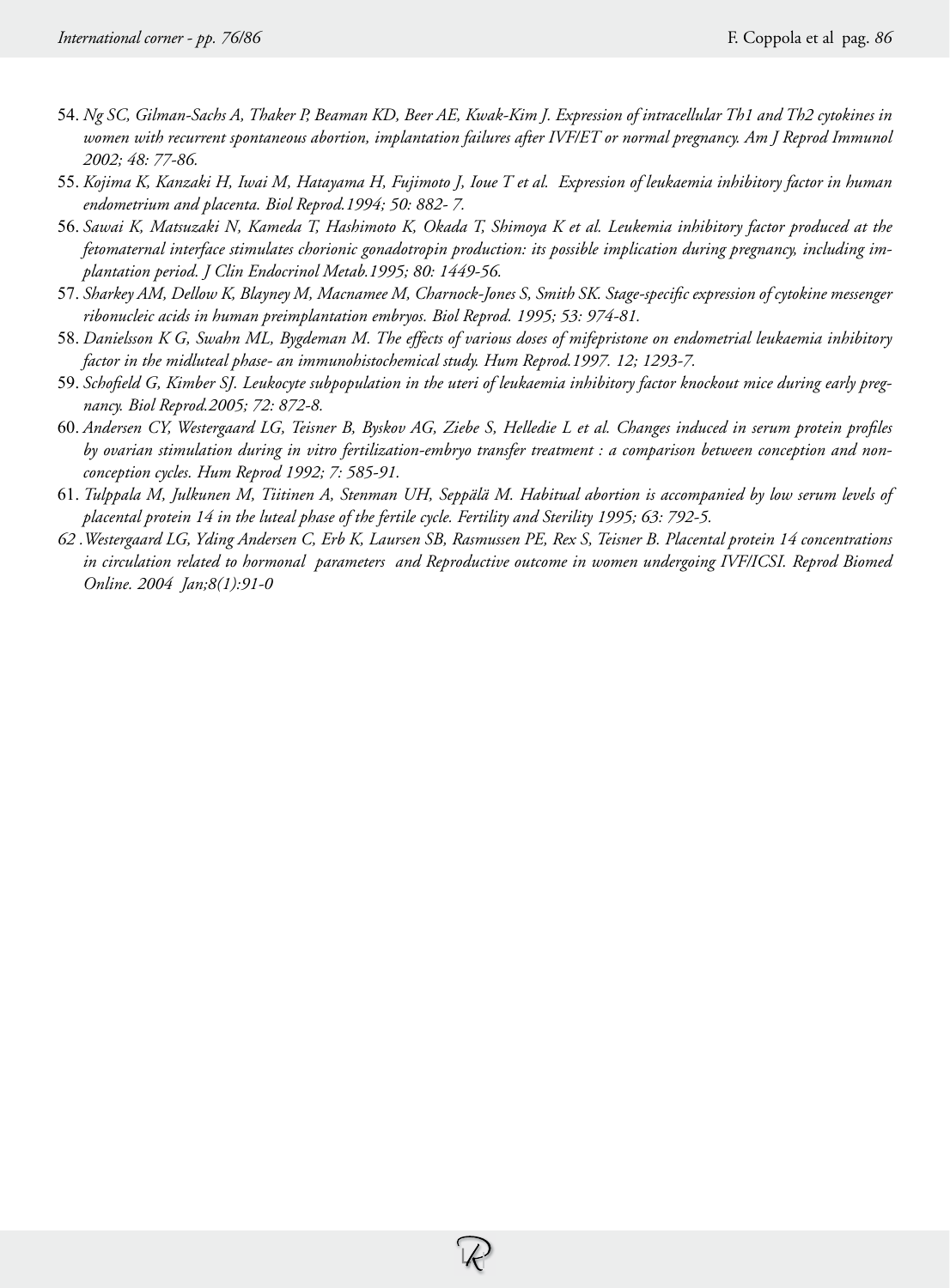54. *Ng SC, Gilman-Sachs A, Thaker P, Beaman KD, Beer AE, Kwak-Kim J. Expression of intracellular Th1 and Th2 cytokines in women with recurrent spontaneous abortion, implantation failures after IVF/ET or normal pregnancy. Am J Reprod Immunol 2002; 48: 77-86.*
55. *Kojima K, Kanzaki H, Iwai M, Hatayama H, Fujimoto J, Ioue T et al. Expression of leukaemia inhibitory factor in human endometrium and placenta. Biol Reprod.1994; 50: 882- 7.*
56. *Sawai K, Matsuzaki N, Kameda T, Hashimoto K, Okada T, Shimoya K et al. Leukemia inhibitory factor produced at the fetomaternal interface stimulates chorionic gonadotropin production: its possible implication during pregnancy, including implantation period. J Clin Endocrinol Metab.1995; 80: 1449-56.*
57. *Sharkey AM, Dellow K, Blayney M, Macnamee M, Charnock-Jones S, Smith SK. Stage-specific expression of cytokine messenger ribonucleic acids in human preimplantation embryos. Biol Reprod. 1995; 53: 974-81.*
58. *Danielsson K G, Swahn ML, Bygdeman M. The effects of various doses of mifepristone on endometrial leukaemia inhibitory factor in the midluteal phase- an immunohistochemical study. Hum Reprod.1997. 12; 1293-7.*
59. *Schofield G, Kimber SJ. Leukocyte subpopulation in the uteri of leukaemia inhibitory factor knockout mice during early pregnancy. Biol Reprod.2005; 72: 872-8.*
60. *Andersen CY, Westergaard LG, Teisner B, Byskov AG, Ziebe S, Helledie L et al. Changes induced in serum protein profiles by ovarian stimulation during in vitro fertilization-embryo transfer treatment : a comparison between conception and non-conception cycles. Hum Reprod 1992; 7: 585-91.*
61. *Tulppala M, Julkunen M, Tiitinen A, Stenman UH, Seppälä M. Habitual abortion is accompanied by low serum levels of placental protein 14 in the luteal phase of the fertile cycle. Fertility and Sterility 1995; 63: 792-5.*
62. *Westergaard LG, Yding Andersen C, Erb K, Laursen SB, Rasmussen PE, Rex S, Teisner B. Placental protein 14 concentrations in circulation related to hormonal parameters and Reproductive outcome in women undergoing IVF/ICSI. Reprod Biomed Online. 2004 Jan;8(1):91-0*